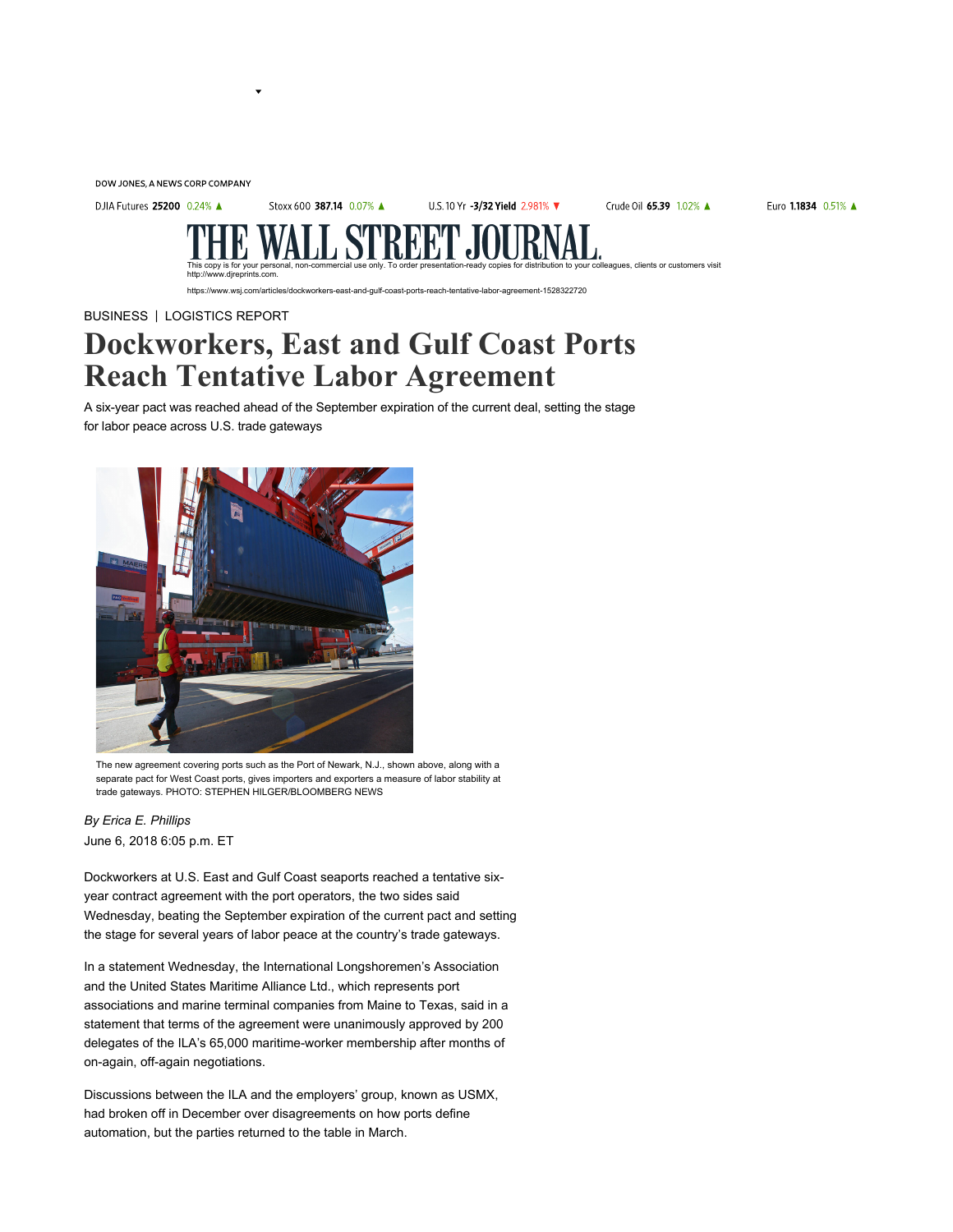DOW JONES, A NEWS CORP COMPANY

DJIA Futures **25200** 0.24% ▲ Stoxx 600 **387.14** 0.07% ▲ U.S. 10 Yr **-3/32 Yield** 2.981% ▼ Crude Oil **65.39** 1.02% ▲ Euro **1.1834** 0.51% ▲

# THE WALL STREET JOURNAL.

This copy is for your personal, non-commercial use only. To order presentation-ready copies for distribution to your colleagues, clients or customers visit http://www.djreprints.com.

https://www.wsj.com/articles/dockworkers-east-and-gulf-coast-ports-reach-tentative-labor-agreement-1528322720

BUSINESS | LOGISTICS REPORT

# Dockworkers, East and Gulf Coast Ports Reach Tentative Labor Agreement

A six-year pact was reached ahead of the September expiration of the current deal, setting the stage for labor peace across U.S. trade gateways

The new agreement covering ports such as the Port of Newark, N.J., shown above, along with a separate pact for West Coast ports, gives importers and exporters a measure of labor stability at trade gateways. PHOTO: STEPHEN HILGER/BLOOMBERG NEWS

*By Erica E. Phillips*

June 6, 2018 6:05 p.m. ET

Dockworkers at U.S. East and Gulf Coast seaports reached a tentative six-year contract agreement with the port operators, the two sides said Wednesday, beating the September expiration of the current pact and setting the stage for several years of labor peace at the country's trade gateways.

In a statement Wednesday, the International Longshoremen's Association and the United States Maritime Alliance Ltd., which represents port associations and marine terminal companies from Maine to Texas, said in a statement that terms of the agreement were unanimously approved by 200 delegates of the ILA's 65,000 maritime-worker membership after months of on-again, off-again negotiations.

Discussions between the ILA and the employers' group, known as USMX, had broken off in December over disagreements on how ports define automation, but the parties returned to the table in March.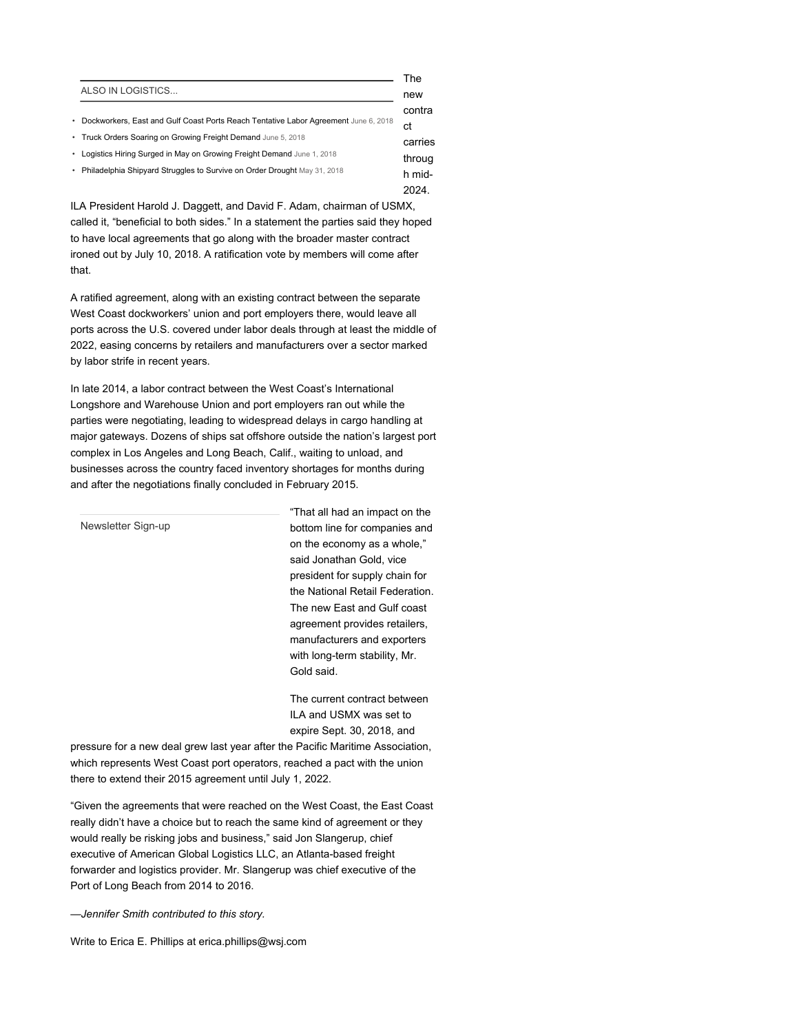ALSO IN LOGISTICS...

- Dockworkers, East and Gulf Coast Ports Reach Tentative Labor Agreement June 6, 2018
- Truck Orders Soaring on Growing Freight Demand June 5, 2018
- Logistics Hiring Surged in May on Growing Freight Demand June 1, 2018
- Philadelphia Shipyard Struggles to Survive on Order Drought May 31, 2018

The new contract carries through mid-2024.

ILA President Harold J. Daggett, and David F. Adam, chairman of USMX, called it, "beneficial to both sides." In a statement the parties said they hoped to have local agreements that go along with the broader master contract ironed out by July 10, 2018. A ratification vote by members will come after that.

A ratified agreement, along with an existing contract between the separate West Coast dockworkers' union and port employers there, would leave all ports across the U.S. covered under labor deals through at least the middle of 2022, easing concerns by retailers and manufacturers over a sector marked by labor strife in recent years.

In late 2014, a labor contract between the West Coast's International Longshore and Warehouse Union and port employers ran out while the parties were negotiating, leading to widespread delays in cargo handling at major gateways. Dozens of ships sat offshore outside the nation's largest port complex in Los Angeles and Long Beach, Calif., waiting to unload, and businesses across the country faced inventory shortages for months during and after the negotiations finally concluded in February 2015.

Newsletter Sign-up

"That all had an impact on the bottom line for companies and on the economy as a whole," said Jonathan Gold, vice president for supply chain for the National Retail Federation. The new East and Gulf coast agreement provides retailers, manufacturers and exporters with long-term stability, Mr. Gold said.

The current contract between ILA and USMX was set to expire Sept. 30, 2018, and pressure for a new deal grew last year after the Pacific Maritime Association, which represents West Coast port operators, reached a pact with the union there to extend their 2015 agreement until July 1, 2022.

"Given the agreements that were reached on the West Coast, the East Coast really didn't have a choice but to reach the same kind of agreement or they would really be risking jobs and business," said Jon Slangerup, chief executive of American Global Logistics LLC, an Atlanta-based freight forwarder and logistics provider. Mr. Slangerup was chief executive of the Port of Long Beach from 2014 to 2016.

*—Jennifer Smith contributed to this story.*

Write to Erica E. Phillips at erica.phillips@wsj.com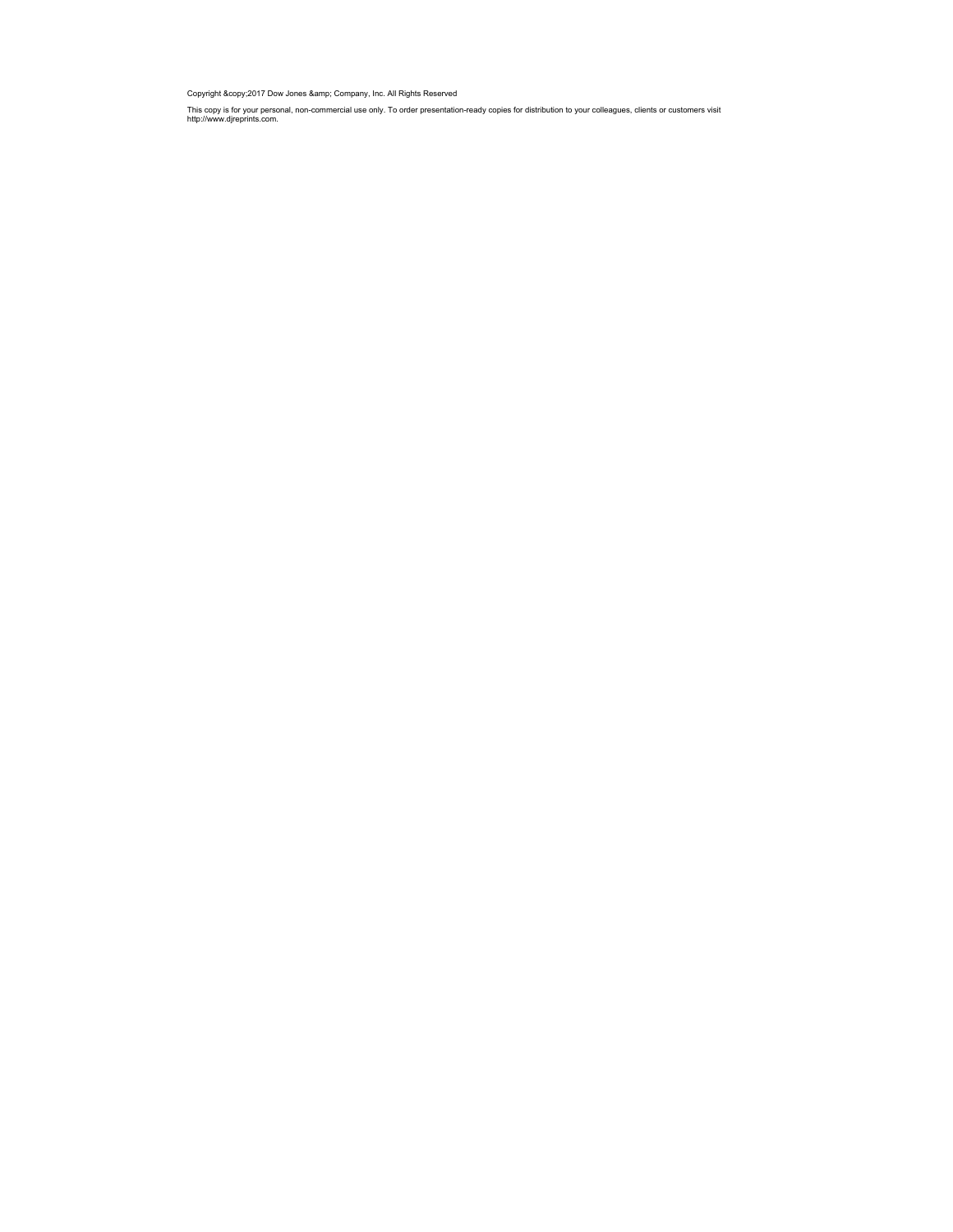Copyright &copy;2017 Dow Jones &amp; Company, Inc. All Rights Reserved

This copy is for your personal, non-commercial use only. To order presentation-ready copies for distribution to your colleagues, clients or customers visit http://www.djreprints.com.